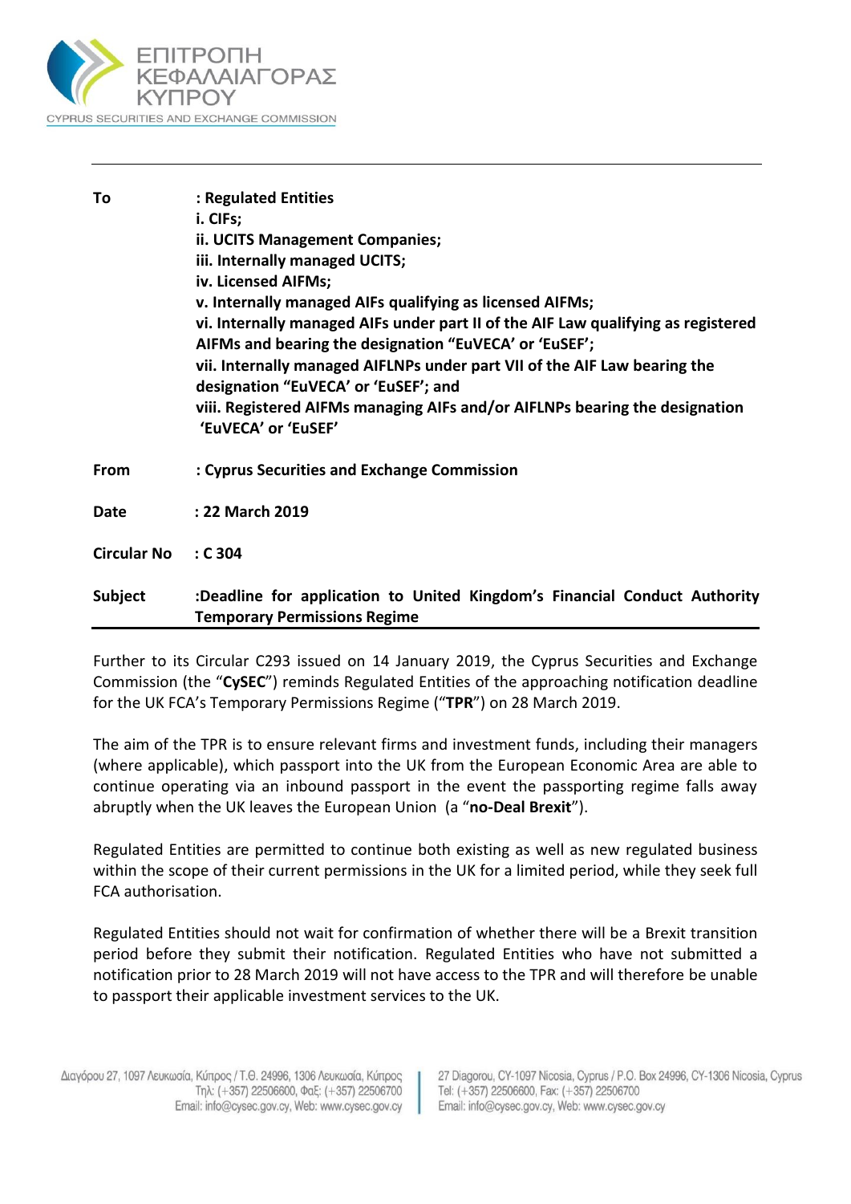ΕΠΙΤΡΟΠΗ ΚΕΦΑΛΑΙΑΓΟΡΑΣ ΚΥΠΡΟΥ

CYPRUS SECURITIES AND EXCHANGE COMMISSION

| | |
|---|---|
| **To** | **: Regulated Entities**<br>**i. CIFs;**<br>**ii. UCITS Management Companies;**<br>**iii. Internally managed UCITS;**<br>**iv. Licensed AIFMs;**<br>**v. Internally managed AIFs qualifying as licensed AIFMs;**<br>**vi. Internally managed AIFs under part II of the AIF Law qualifying as registered AIFMs and bearing the designation "EuVECA' or 'EuSEF';**<br>**vii. Internally managed AIFLNPs under part VII of the AIF Law bearing the designation "EuVECA' or 'EuSEF'; and**<br>**viii. Registered AIFMs managing AIFs and/or AIFLNPs bearing the designation 'EuVECA' or 'EuSEF'** |
| **From** | **: Cyprus Securities and Exchange Commission** |
| **Date** | **: 22 March 2019** |
| **Circular No** | **: C 304** |
| **Subject** | **:Deadline for application to United Kingdom's Financial Conduct Authority Temporary Permissions Regime** |

Further to its Circular C293 issued on 14 January 2019, the Cyprus Securities and Exchange Commission (the "**CySEC**") reminds Regulated Entities of the approaching notification deadline for the UK FCA's Temporary Permissions Regime ("**TPR**") on 28 March 2019.

The aim of the TPR is to ensure relevant firms and investment funds, including their managers (where applicable), which passport into the UK from the European Economic Area are able to continue operating via an inbound passport in the event the passporting regime falls away abruptly when the UK leaves the European Union (a "**no-Deal Brexit**").

Regulated Entities are permitted to continue both existing as well as new regulated business within the scope of their current permissions in the UK for a limited period, while they seek full FCA authorisation.

Regulated Entities should not wait for confirmation of whether there will be a Brexit transition period before they submit their notification. Regulated Entities who have not submitted a notification prior to 28 March 2019 will not have access to the TPR and will therefore be unable to passport their applicable investment services to the UK.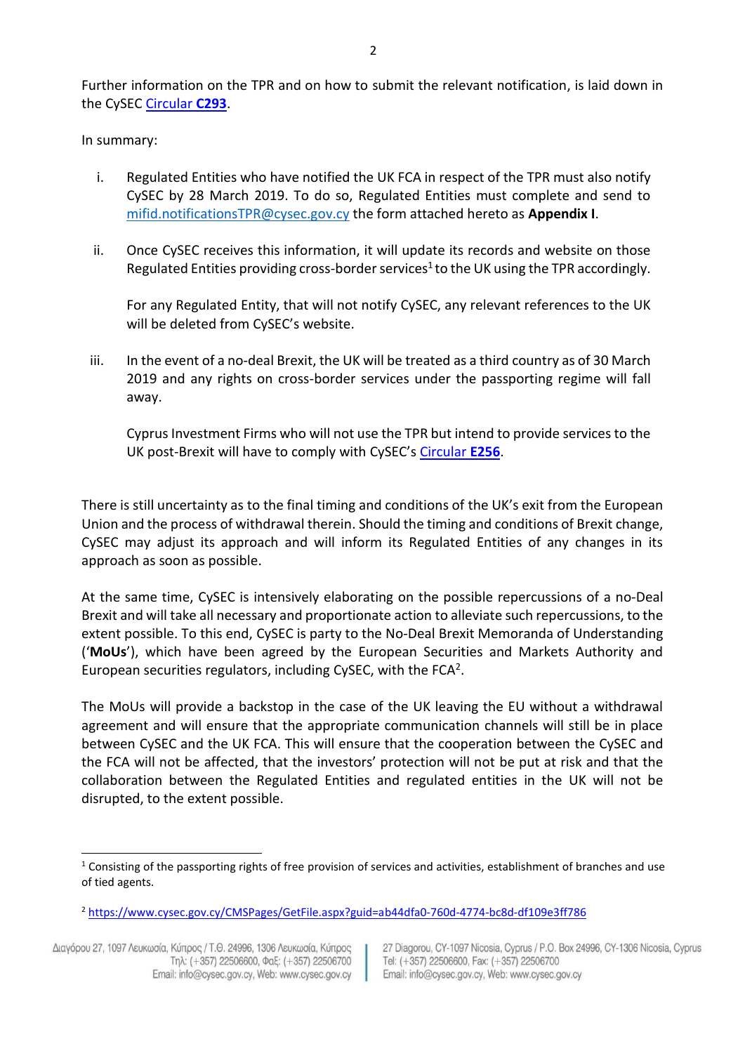Further information on the TPR and on how to submit the relevant notification, is laid down in the CySEC [Circular **C293**](Circular C293).

In summary:

i. Regulated Entities who have notified the UK FCA in respect of the TPR must also notify CySEC by 28 March 2019. To do so, Regulated Entities must complete and send to mifid.notificationsTPR@cysec.gov.cy the form attached hereto as **Appendix I**.

ii. Once CySEC receives this information, it will update its records and website on those Regulated Entities providing cross-border services[1] to the UK using the TPR accordingly.

   For any Regulated Entity, that will not notify CySEC, any relevant references to the UK will be deleted from CySEC's website.

iii. In the event of a no-deal Brexit, the UK will be treated as a third country as of 30 March 2019 and any rights on cross-border services under the passporting regime will fall away.

   Cyprus Investment Firms who will not use the TPR but intend to provide services to the UK post-Brexit will have to comply with CySEC's Circular **E256**.

There is still uncertainty as to the final timing and conditions of the UK's exit from the European Union and the process of withdrawal therein. Should the timing and conditions of Brexit change, CySEC may adjust its approach and will inform its Regulated Entities of any changes in its approach as soon as possible.

At the same time, CySEC is intensively elaborating on the possible repercussions of a no-Deal Brexit and will take all necessary and proportionate action to alleviate such repercussions, to the extent possible. To this end, CySEC is party to the No-Deal Brexit Memoranda of Understanding ('**MoUs**'), which have been agreed by the European Securities and Markets Authority and European securities regulators, including CySEC, with the FCA[2].

The MoUs will provide a backstop in the case of the UK leaving the EU without a withdrawal agreement and will ensure that the appropriate communication channels will still be in place between CySEC and the UK FCA. This will ensure that the cooperation between the CySEC and the FCA will not be affected, that the investors' protection will not be put at risk and that the collaboration between the Regulated Entities and regulated entities in the UK will not be disrupted, to the extent possible.

---

[1] Consisting of the passporting rights of free provision of services and activities, establishment of branches and use of tied agents.

[2] https://www.cysec.gov.cy/CMSPages/GetFile.aspx?guid=ab44dfa0-760d-4774-bc8d-df109e3ff786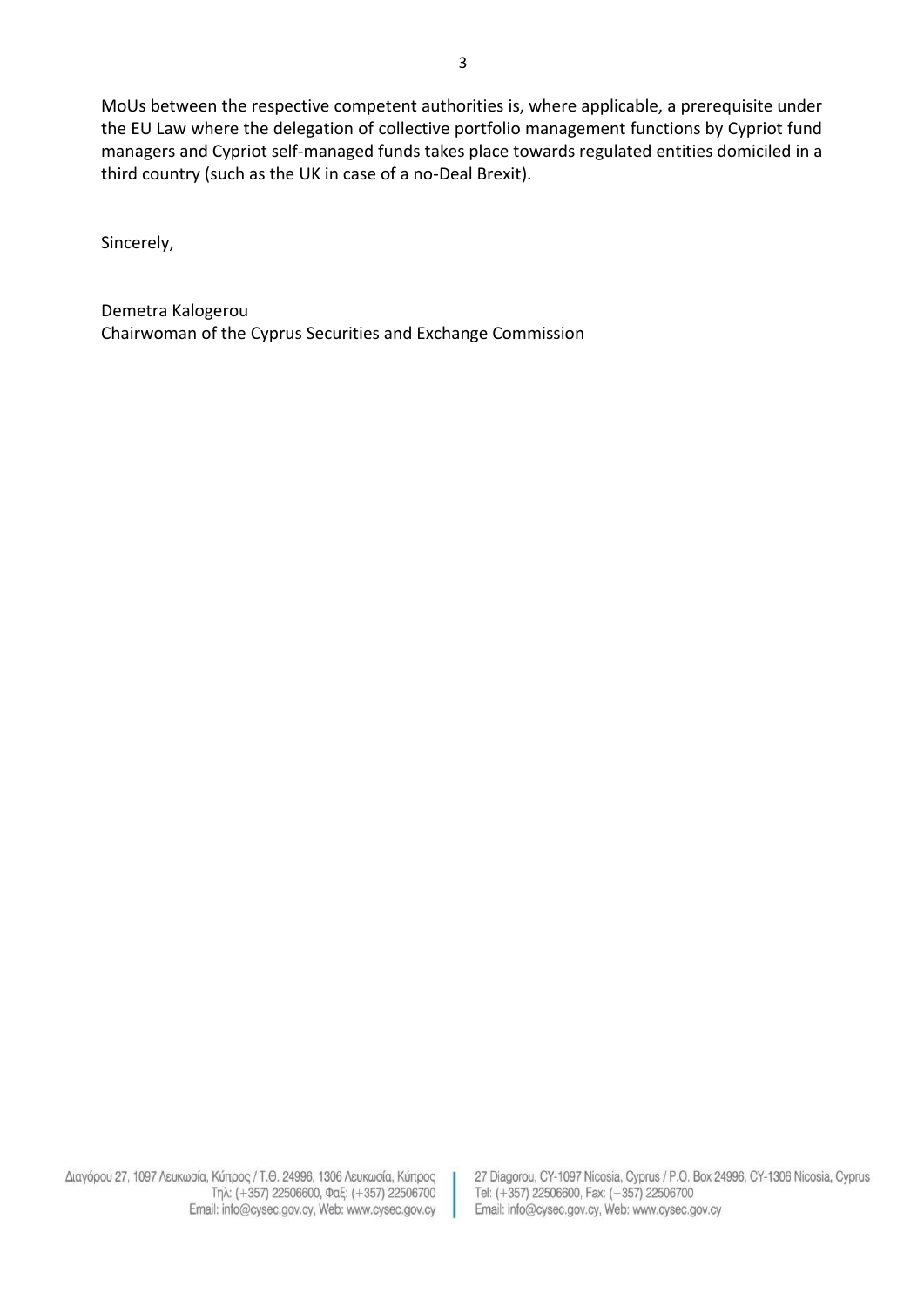MoUs between the respective competent authorities is, where applicable, a prerequisite under the EU Law where the delegation of collective portfolio management functions by Cypriot fund managers and Cypriot self-managed funds takes place towards regulated entities domiciled in a third country (such as the UK in case of a no-Deal Brexit).

Sincerely,

Demetra Kalogerou
Chairwoman of the Cyprus Securities and Exchange Commission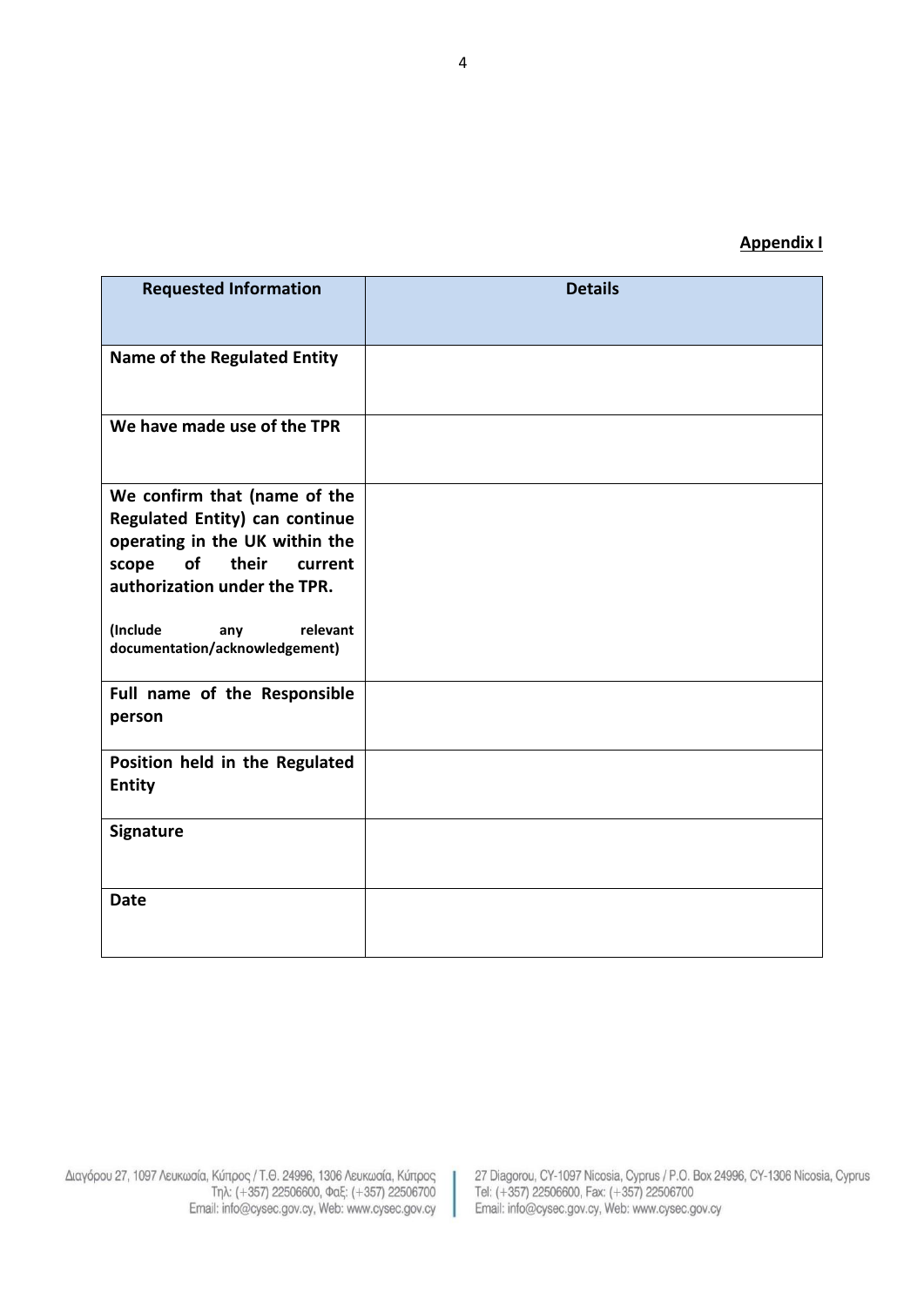**Appendix I**

| Requested Information | Details |
|---|---|
| **Name of the Regulated Entity** | |
| **We have made use of the TPR** | |
| **We confirm that (name of the Regulated Entity) can continue operating in the UK within the scope of their current authorization under the TPR.**<br><br>**(Include any relevant documentation/acknowledgement)** | |
| **Full name of the Responsible person** | |
| **Position held in the Regulated Entity** | |
| **Signature** | |
| **Date** | |